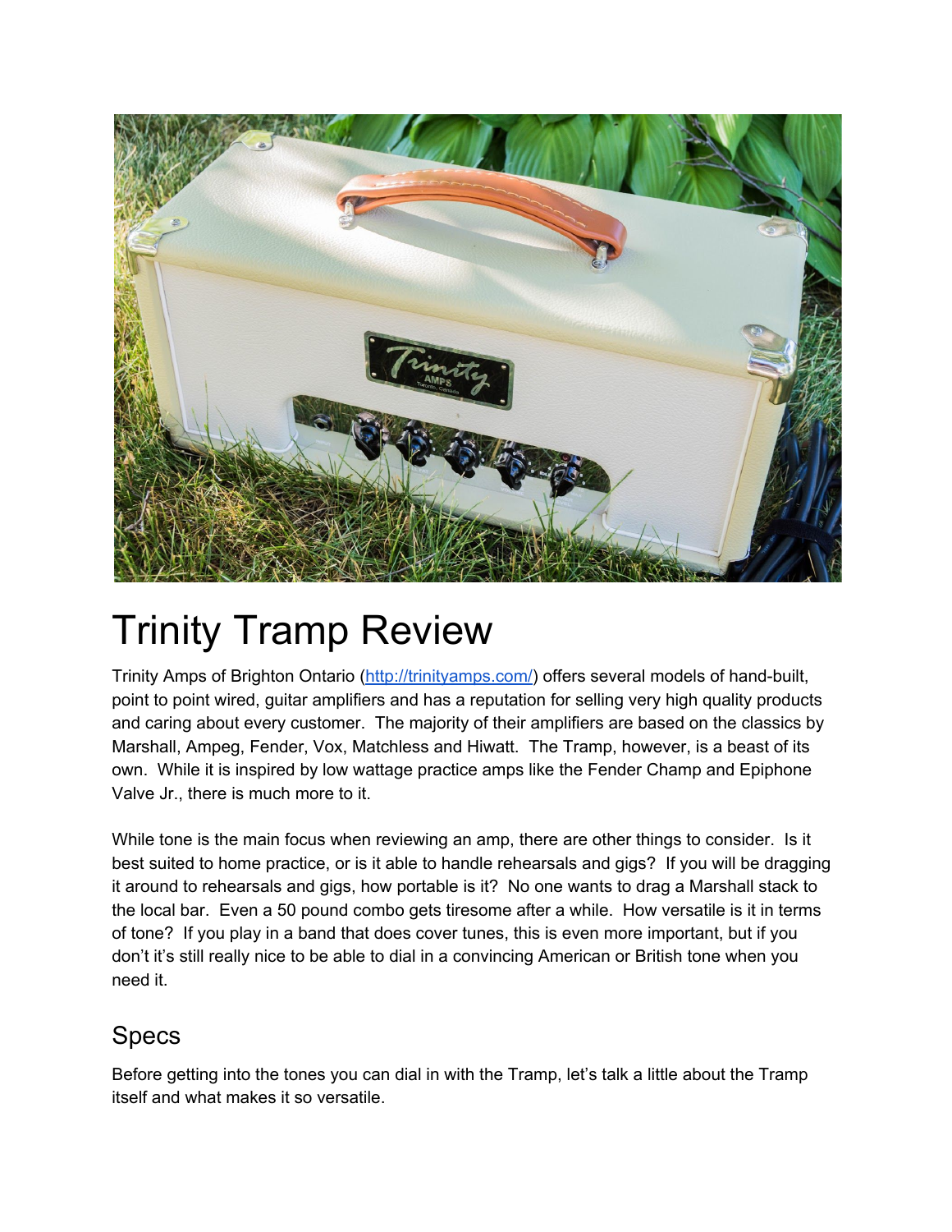# Trinity Tramp Review

Trinity Amps of Brighton Ontario ([http://trinityamps.com/](http://trinityamps.com/)) offers several models of hand-built, point to point wired, guitar amplifiers and has a reputation for selling very high quality products and caring about every customer. The majority of their amplifiers are based on the classics by Marshall, Ampeg, Fender, Vox, Matchless and Hiwatt. The Tramp, however, is a beast of its own. While it is inspired by low wattage practice amps like the Fender Champ and Epiphone Valve Jr., there is much more to it.

While tone is the main focus when reviewing an amp, there are other things to consider. Is it best suited to home practice, or is it able to handle rehearsals and gigs? If you will be dragging it around to rehearsals and gigs, how portable is it? No one wants to drag a Marshall stack to the local bar. Even a 50 pound combo gets tiresome after a while. How versatile is it in terms of tone? If you play in a band that does cover tunes, this is even more important, but if you don't it's still really nice to be able to dial in a convincing American or British tone when you need it.

## Specs

Before getting into the tones you can dial in with the Tramp, let's talk a little about the Tramp itself and what makes it so versatile.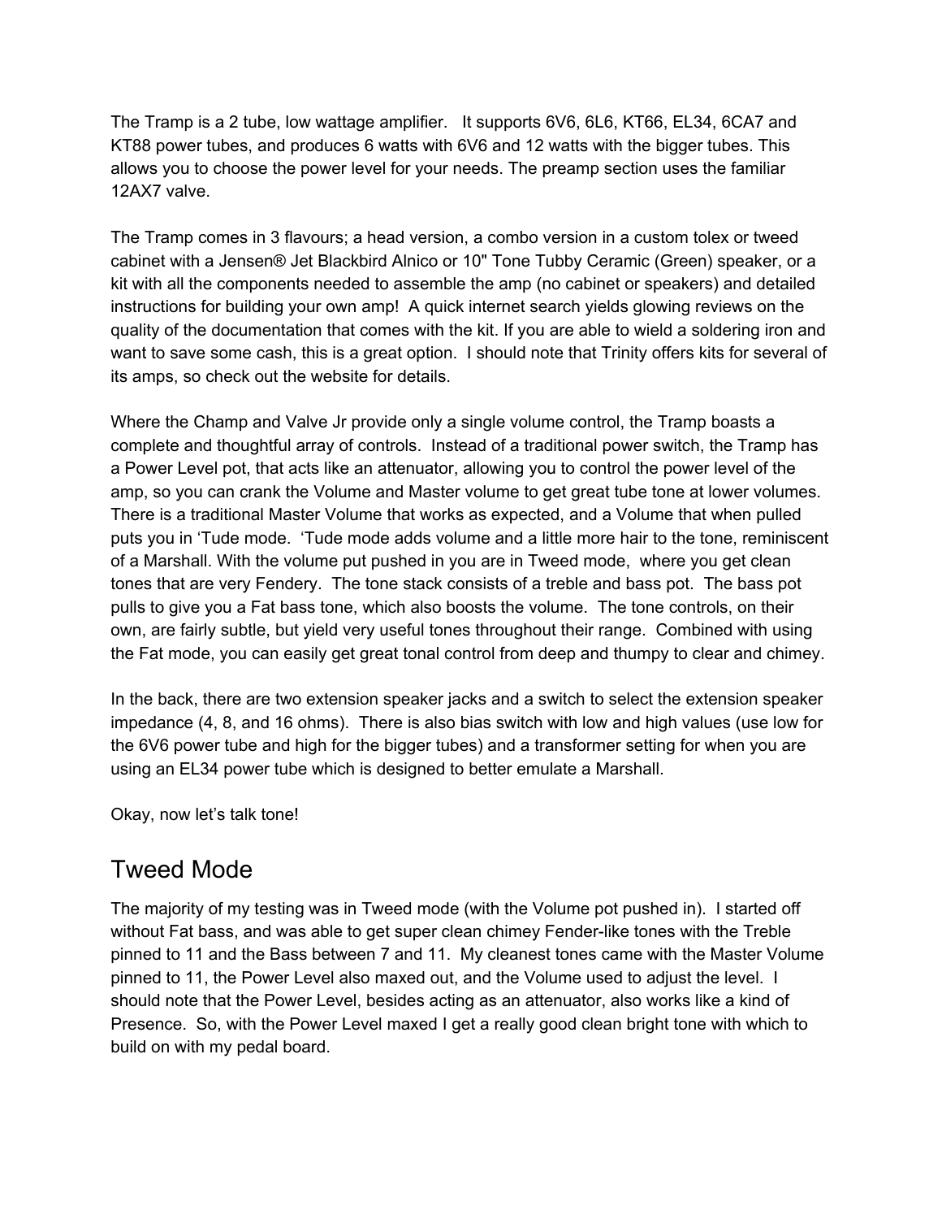The Tramp is a 2 tube, low wattage amplifier. It supports 6V6, 6L6, KT66, EL34, 6CA7 and KT88 power tubes, and produces 6 watts with 6V6 and 12 watts with the bigger tubes. This allows you to choose the power level for your needs. The preamp section uses the familiar 12AX7 valve.

The Tramp comes in 3 flavours; a head version, a combo version in a custom tolex or tweed cabinet with a Jensen® Jet Blackbird Alnico or 10" Tone Tubby Ceramic (Green) speaker, or a kit with all the components needed to assemble the amp (no cabinet or speakers) and detailed instructions for building your own amp! A quick internet search yields glowing reviews on the quality of the documentation that comes with the kit. If you are able to wield a soldering iron and want to save some cash, this is a great option. I should note that Trinity offers kits for several of its amps, so check out the website for details.

Where the Champ and Valve Jr provide only a single volume control, the Tramp boasts a complete and thoughtful array of controls. Instead of a traditional power switch, the Tramp has a Power Level pot, that acts like an attenuator, allowing you to control the power level of the amp, so you can crank the Volume and Master volume to get great tube tone at lower volumes. There is a traditional Master Volume that works as expected, and a Volume that when pulled puts you in 'Tude mode. 'Tude mode adds volume and a little more hair to the tone, reminiscent of a Marshall. With the volume put pushed in you are in Tweed mode, where you get clean tones that are very Fendery. The tone stack consists of a treble and bass pot. The bass pot pulls to give you a Fat bass tone, which also boosts the volume. The tone controls, on their own, are fairly subtle, but yield very useful tones throughout their range. Combined with using the Fat mode, you can easily get great tonal control from deep and thumpy to clear and chimey.

In the back, there are two extension speaker jacks and a switch to select the extension speaker impedance (4, 8, and 16 ohms). There is also bias switch with low and high values (use low for the 6V6 power tube and high for the bigger tubes) and a transformer setting for when you are using an EL34 power tube which is designed to better emulate a Marshall.

Okay, now let's talk tone!

## Tweed Mode

The majority of my testing was in Tweed mode (with the Volume pot pushed in). I started off without Fat bass, and was able to get super clean chimey Fender-like tones with the Treble pinned to 11 and the Bass between 7 and 11. My cleanest tones came with the Master Volume pinned to 11, the Power Level also maxed out, and the Volume used to adjust the level. I should note that the Power Level, besides acting as an attenuator, also works like a kind of Presence. So, with the Power Level maxed I get a really good clean bright tone with which to build on with my pedal board.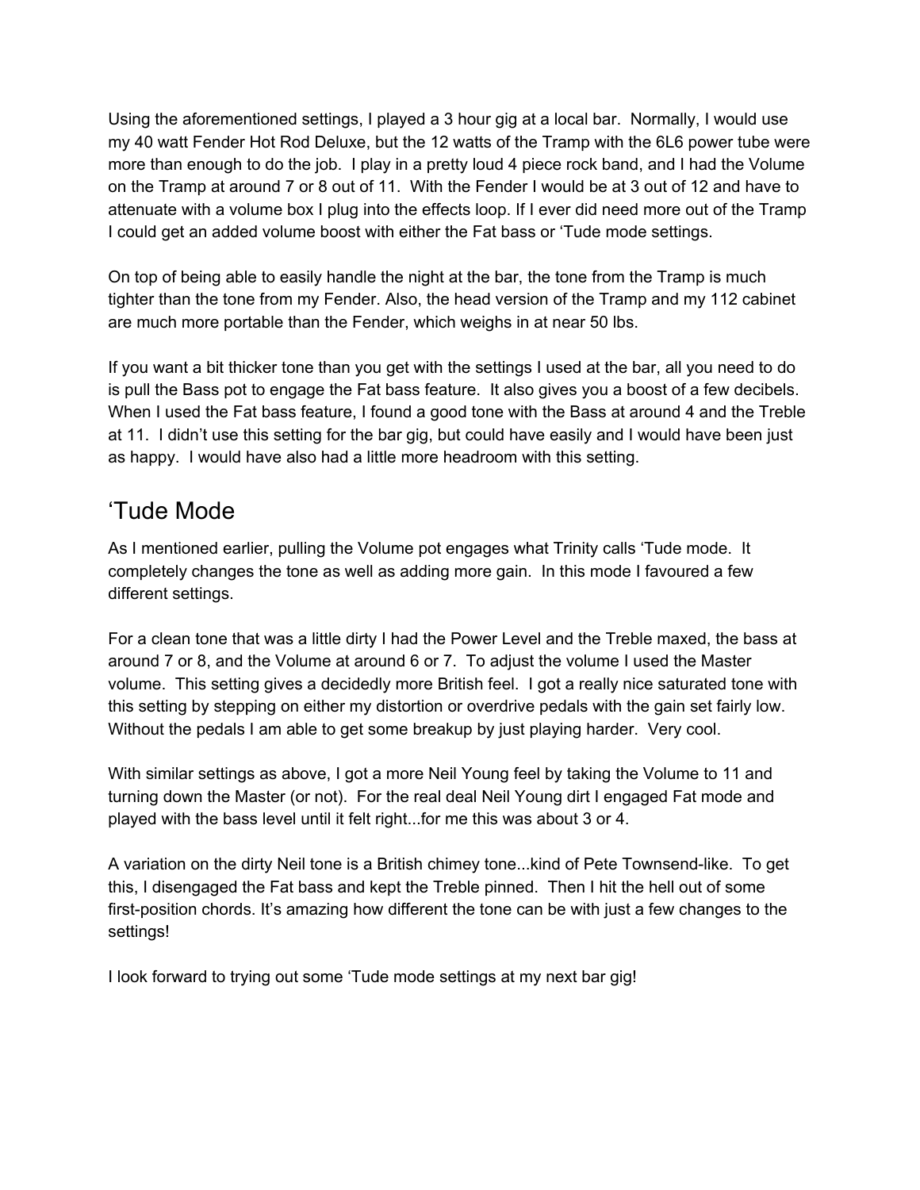Using the aforementioned settings, I played a 3 hour gig at a local bar. Normally, I would use my 40 watt Fender Hot Rod Deluxe, but the 12 watts of the Tramp with the 6L6 power tube were more than enough to do the job. I play in a pretty loud 4 piece rock band, and I had the Volume on the Tramp at around 7 or 8 out of 11. With the Fender I would be at 3 out of 12 and have to attenuate with a volume box I plug into the effects loop. If I ever did need more out of the Tramp I could get an added volume boost with either the Fat bass or 'Tude mode settings.

On top of being able to easily handle the night at the bar, the tone from the Tramp is much tighter than the tone from my Fender. Also, the head version of the Tramp and my 112 cabinet are much more portable than the Fender, which weighs in at near 50 lbs.

If you want a bit thicker tone than you get with the settings I used at the bar, all you need to do is pull the Bass pot to engage the Fat bass feature. It also gives you a boost of a few decibels. When I used the Fat bass feature, I found a good tone with the Bass at around 4 and the Treble at 11. I didn't use this setting for the bar gig, but could have easily and I would have been just as happy. I would have also had a little more headroom with this setting.

## 'Tude Mode

As I mentioned earlier, pulling the Volume pot engages what Trinity calls 'Tude mode. It completely changes the tone as well as adding more gain. In this mode I favoured a few different settings.

For a clean tone that was a little dirty I had the Power Level and the Treble maxed, the bass at around 7 or 8, and the Volume at around 6 or 7. To adjust the volume I used the Master volume. This setting gives a decidedly more British feel. I got a really nice saturated tone with this setting by stepping on either my distortion or overdrive pedals with the gain set fairly low. Without the pedals I am able to get some breakup by just playing harder. Very cool.

With similar settings as above, I got a more Neil Young feel by taking the Volume to 11 and turning down the Master (or not). For the real deal Neil Young dirt I engaged Fat mode and played with the bass level until it felt right...for me this was about 3 or 4.

A variation on the dirty Neil tone is a British chimey tone...kind of Pete Townsend-like. To get this, I disengaged the Fat bass and kept the Treble pinned. Then I hit the hell out of some first-position chords. It's amazing how different the tone can be with just a few changes to the settings!

I look forward to trying out some 'Tude mode settings at my next bar gig!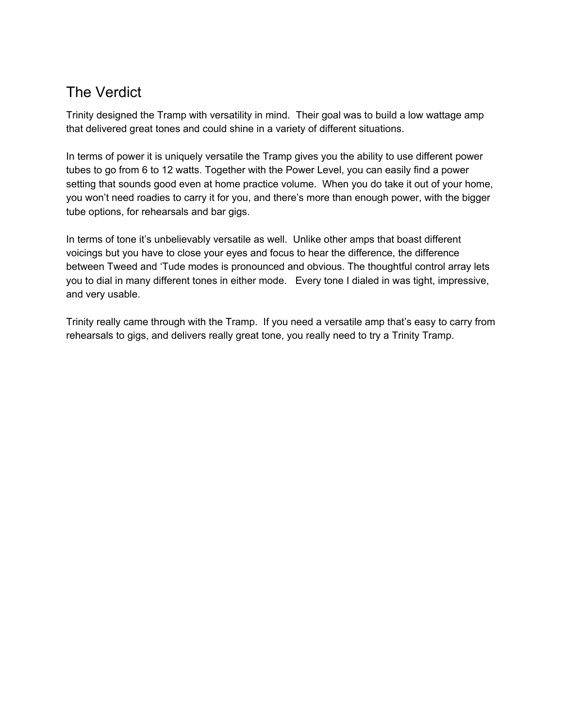## The Verdict

Trinity designed the Tramp with versatility in mind. Their goal was to build a low wattage amp that delivered great tones and could shine in a variety of different situations.

In terms of power it is uniquely versatile the Tramp gives you the ability to use different power tubes to go from 6 to 12 watts. Together with the Power Level, you can easily find a power setting that sounds good even at home practice volume. When you do take it out of your home, you won't need roadies to carry it for you, and there's more than enough power, with the bigger tube options, for rehearsals and bar gigs.

In terms of tone it's unbelievably versatile as well. Unlike other amps that boast different voicings but you have to close your eyes and focus to hear the difference, the difference between Tweed and 'Tude modes is pronounced and obvious. The thoughtful control array lets you to dial in many different tones in either mode. Every tone I dialed in was tight, impressive, and very usable.

Trinity really came through with the Tramp. If you need a versatile amp that's easy to carry from rehearsals to gigs, and delivers really great tone, you really need to try a Trinity Tramp.